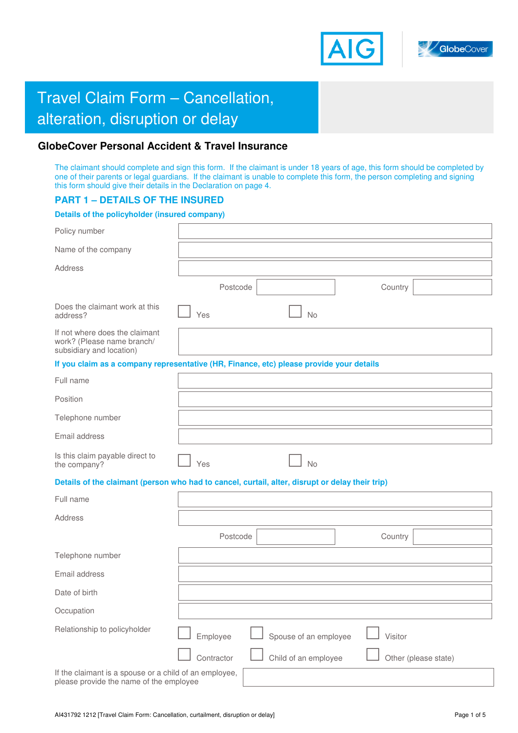# Travel Claim Form – Cancellation, alteration, disruption or delay

## GlobeCover Personal Accident & Travel Insurance

The claimant should complete and sign this form. If the claimant is under 18 years of age, this form should be completed by one of their parents or legal guardians. If the claimant is unable to complete this form, the person completing and signing this form should give their details in the Declaration on page 4.

## PART 1 – DETAILS OF THE INSURED

### Details of the policyholder (insured company)

| | |
|---|---|
| Policy number | |
| Name of the company | |
| Address | |
| | Postcode &nbsp;&nbsp;&nbsp;&nbsp; Country |
| Does the claimant work at this address? | ☐ Yes ☐ No |
| If not where does the claimant work? (Please name branch/ subsidiary and location) | |

### If you claim as a company representative (HR, Finance, etc) please provide your details

| | |
|---|---|
| Full name | |
| Position | |
| Telephone number | |
| Email address | |
| Is this claim payable direct to the company? | ☐ Yes ☐ No |

### Details of the claimant (person who had to cancel, curtail, alter, disrupt or delay their trip)

| | |
|---|---|
| Full name | |
| Address | |
| | Postcode &nbsp;&nbsp;&nbsp;&nbsp; Country |
| Telephone number | |
| Email address | |
| Date of birth | |
| Occupation | |
| Relationship to policyholder | ☐ Employee ☐ Spouse of an employee ☐ Visitor<br>☐ Contractor ☐ Child of an employee ☐ Other (please state) |
| If the claimant is a spouse or a child of an employee, please provide the name of the employee | |

AI431792 1212 [Travel Claim Form: Cancellation, curtailment, disruption or delay]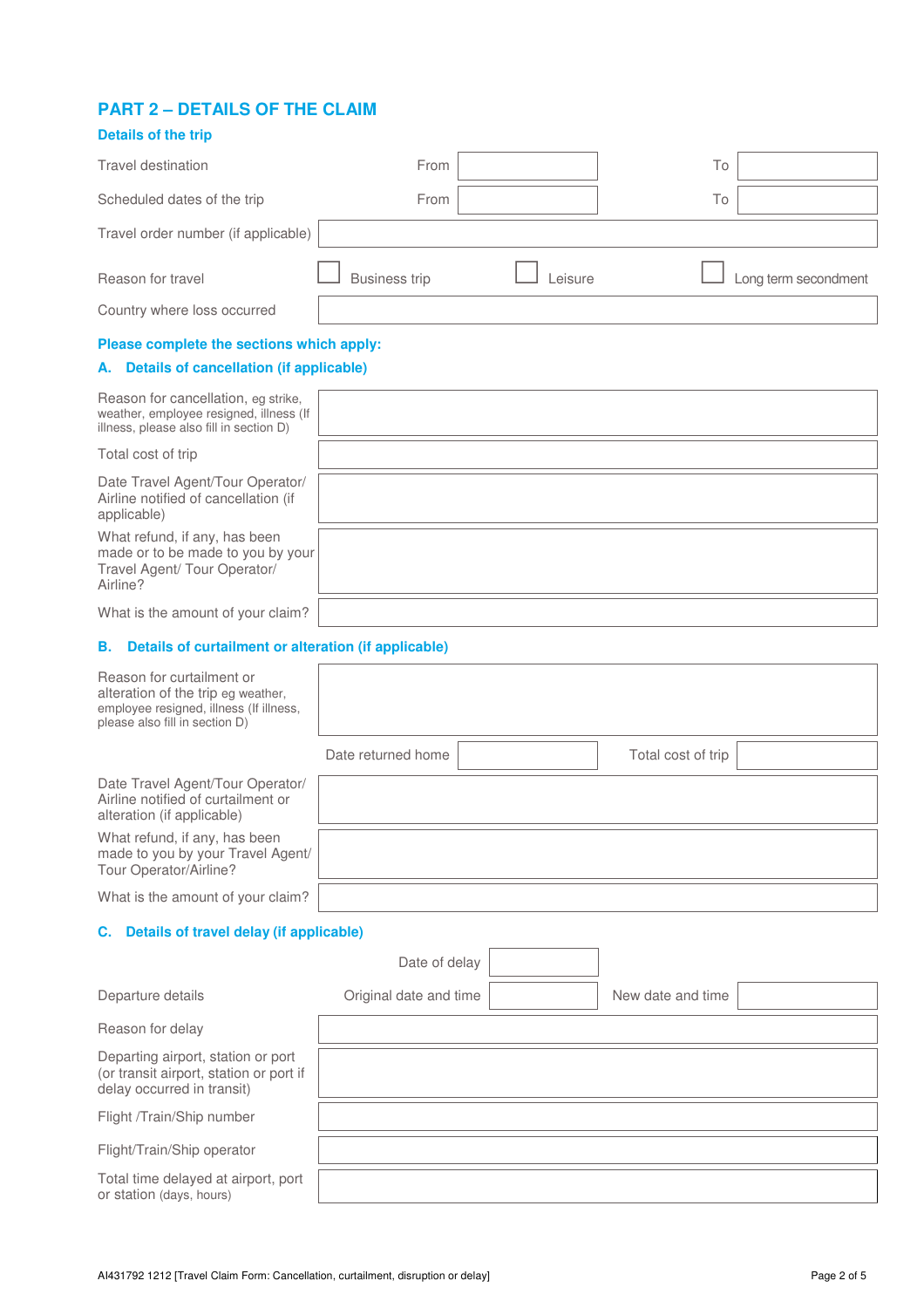## PART 2 – DETAILS OF THE CLAIM

### Details of the trip

| | | | | |
|---|---|---|---|---|
| Travel destination | From | | To | |
| Scheduled dates of the trip | From | | To | |
| Travel order number (if applicable) | | | | |

Reason for travel ☐ Business trip ☐ Leisure ☐ Long term secondment

| | |
|---|---|
| Country where loss occurred | |

### Please complete the sections which apply:

### A. Details of cancellation (if applicable)

| | |
|---|---|
| Reason for cancellation, eg strike, weather, employee resigned, illness (If illness, please also fill in section D) | |
| Total cost of trip | |
| Date Travel Agent/Tour Operator/ Airline notified of cancellation (if applicable) | |
| What refund, if any, has been made or to be made to you by your Travel Agent/ Tour Operator/ Airline? | |
| What is the amount of your claim? | |

### B. Details of curtailment or alteration (if applicable)

| | | | |
|---|---|---|---|
| Reason for curtailment or alteration of the trip eg weather, employee resigned, illness (If illness, please also fill in section D) | | | |
| Date returned home | | Total cost of trip | |
| Date Travel Agent/Tour Operator/ Airline notified of curtailment or alteration (if applicable) | | | |
| What refund, if any, has been made to you by your Travel Agent/ Tour Operator/Airline? | | | |
| What is the amount of your claim? | | | |

### C. Details of travel delay (if applicable)

| | | | | |
|---|---|---|---|---|
| | Date of delay | | | |
| Departure details | Original date and time | | New date and time | |
| Reason for delay | | | | |
| Departing airport, station or port (or transit airport, station or port if delay occurred in transit) | | | | |
| Flight /Train/Ship number | | | | |
| Flight/Train/Ship operator | | | | |
| Total time delayed at airport, port or station (days, hours) | | | | |

AI431792 1212 [Travel Claim Form: Cancellation, curtailment, disruption or delay]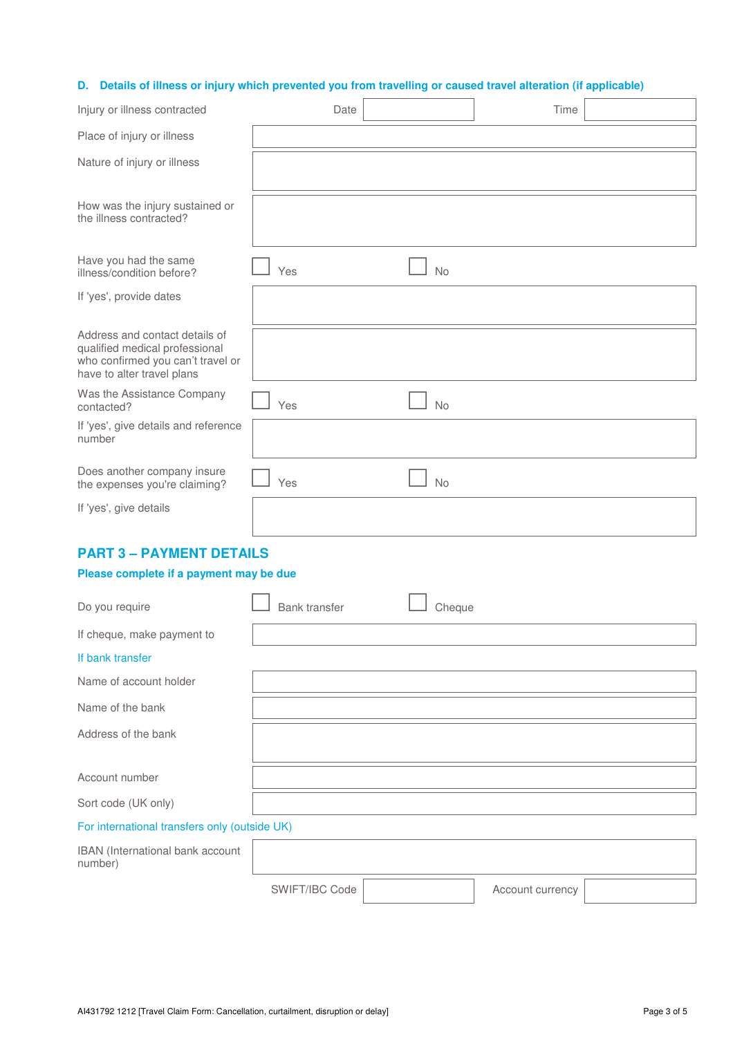### D. Details of illness or injury which prevented you from travelling or caused travel alteration (if applicable)

| | | | |
|---|---|---|---|
| Injury or illness contracted | Date | | Time |
| Place of injury or illness | | | |
| Nature of injury or illness | | | |
| How was the injury sustained or the illness contracted? | | | |
| Have you had the same illness/condition before? | ☐ Yes | ☐ No | |
| If 'yes', provide dates | | | |
| Address and contact details of qualified medical professional who confirmed you can't travel or have to alter travel plans | | | |
| Was the Assistance Company contacted? | ☐ Yes | ☐ No | |
| If 'yes', give details and reference number | | | |
| Does another company insure the expenses you're claiming? | ☐ Yes | ☐ No | |
| If 'yes', give details | | | |

## PART 3 – PAYMENT DETAILS

**Please complete if a payment may be due**

| | | |
|---|---|---|
| Do you require | ☐ Bank transfer | ☐ Cheque |
| If cheque, make payment to | | |

If bank transfer

| | |
|---|---|
| Name of account holder | |
| Name of the bank | |
| Address of the bank | |
| Account number | |
| Sort code (UK only) | |

For international transfers only (outside UK)

| | | | |
|---|---|---|---|
| IBAN (International bank account number) | | | |
| SWIFT/IBC Code | | Account currency | |

AI431792 1212 [Travel Claim Form: Cancellation, curtailment, disruption or delay]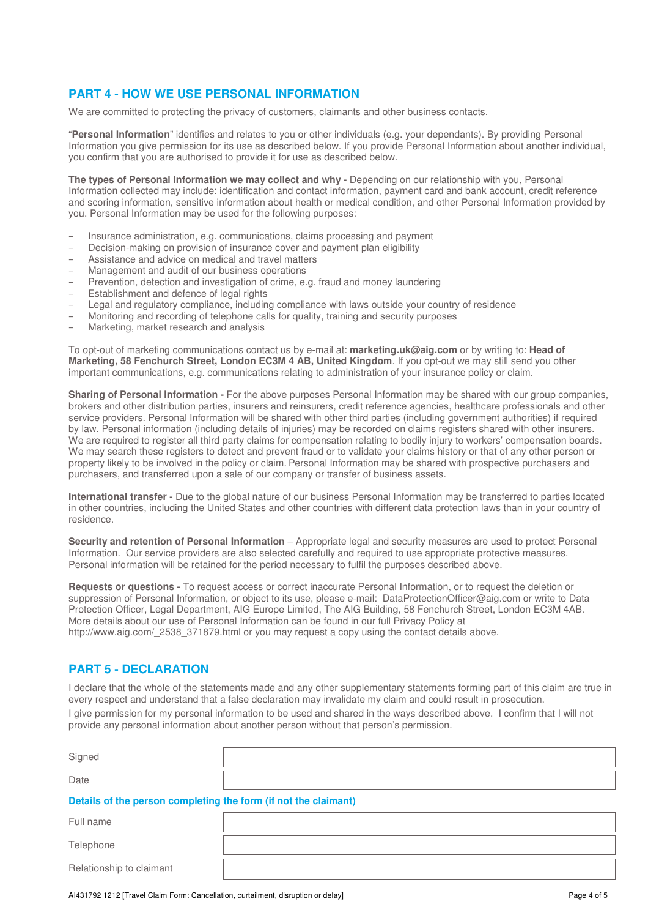## PART 4 - HOW WE USE PERSONAL INFORMATION

We are committed to protecting the privacy of customers, claimants and other business contacts.

"**Personal Information**" identifies and relates to you or other individuals (e.g. your dependants). By providing Personal Information you give permission for its use as described below. If you provide Personal Information about another individual, you confirm that you are authorised to provide it for use as described below.

**The types of Personal Information we may collect and why -** Depending on our relationship with you, Personal Information collected may include: identification and contact information, payment card and bank account, credit reference and scoring information, sensitive information about health or medical condition, and other Personal Information provided by you. Personal Information may be used for the following purposes:

- Insurance administration, e.g. communications, claims processing and payment
- Decision-making on provision of insurance cover and payment plan eligibility
- Assistance and advice on medical and travel matters
- Management and audit of our business operations
- Prevention, detection and investigation of crime, e.g. fraud and money laundering
- Establishment and defence of legal rights
- Legal and regulatory compliance, including compliance with laws outside your country of residence
- Monitoring and recording of telephone calls for quality, training and security purposes
- Marketing, market research and analysis

To opt-out of marketing communications contact us by e-mail at: **marketing.uk@aig.com** or by writing to: **Head of Marketing, 58 Fenchurch Street, London EC3M 4 AB, United Kingdom**. If you opt-out we may still send you other important communications, e.g. communications relating to administration of your insurance policy or claim.

**Sharing of Personal Information -** For the above purposes Personal Information may be shared with our group companies, brokers and other distribution parties, insurers and reinsurers, credit reference agencies, healthcare professionals and other service providers. Personal Information will be shared with other third parties (including government authorities) if required by law. Personal information (including details of injuries) may be recorded on claims registers shared with other insurers. We are required to register all third party claims for compensation relating to bodily injury to workers' compensation boards. We may search these registers to detect and prevent fraud or to validate your claims history or that of any other person or property likely to be involved in the policy or claim. Personal Information may be shared with prospective purchasers and purchasers, and transferred upon a sale of our company or transfer of business assets.

**International transfer -** Due to the global nature of our business Personal Information may be transferred to parties located in other countries, including the United States and other countries with different data protection laws than in your country of residence.

**Security and retention of Personal Information** – Appropriate legal and security measures are used to protect Personal Information. Our service providers are also selected carefully and required to use appropriate protective measures. Personal information will be retained for the period necessary to fulfil the purposes described above.

**Requests or questions -** To request access or correct inaccurate Personal Information, or to request the deletion or suppression of Personal Information, or object to its use, please e-mail: DataProtectionOfficer@aig.com or write to Data Protection Officer, Legal Department, AIG Europe Limited, The AIG Building, 58 Fenchurch Street, London EC3M 4AB. More details about our use of Personal Information can be found in our full Privacy Policy at http://www.aig.com/_2538_371879.html or you may request a copy using the contact details above.

## PART 5 - DECLARATION

I declare that the whole of the statements made and any other supplementary statements forming part of this claim are true in every respect and understand that a false declaration may invalidate my claim and could result in prosecution.

I give permission for my personal information to be used and shared in the ways described above. I confirm that I will not provide any personal information about another person without that person's permission.

| | |
|---|---|
| Signed | |
| Date | |

**Details of the person completing the form (if not the claimant)**

| | |
|---|---|
| Full name | |
| Telephone | |
| Relationship to claimant | |

AI431792 1212 [Travel Claim Form: Cancellation, curtailment, disruption or delay]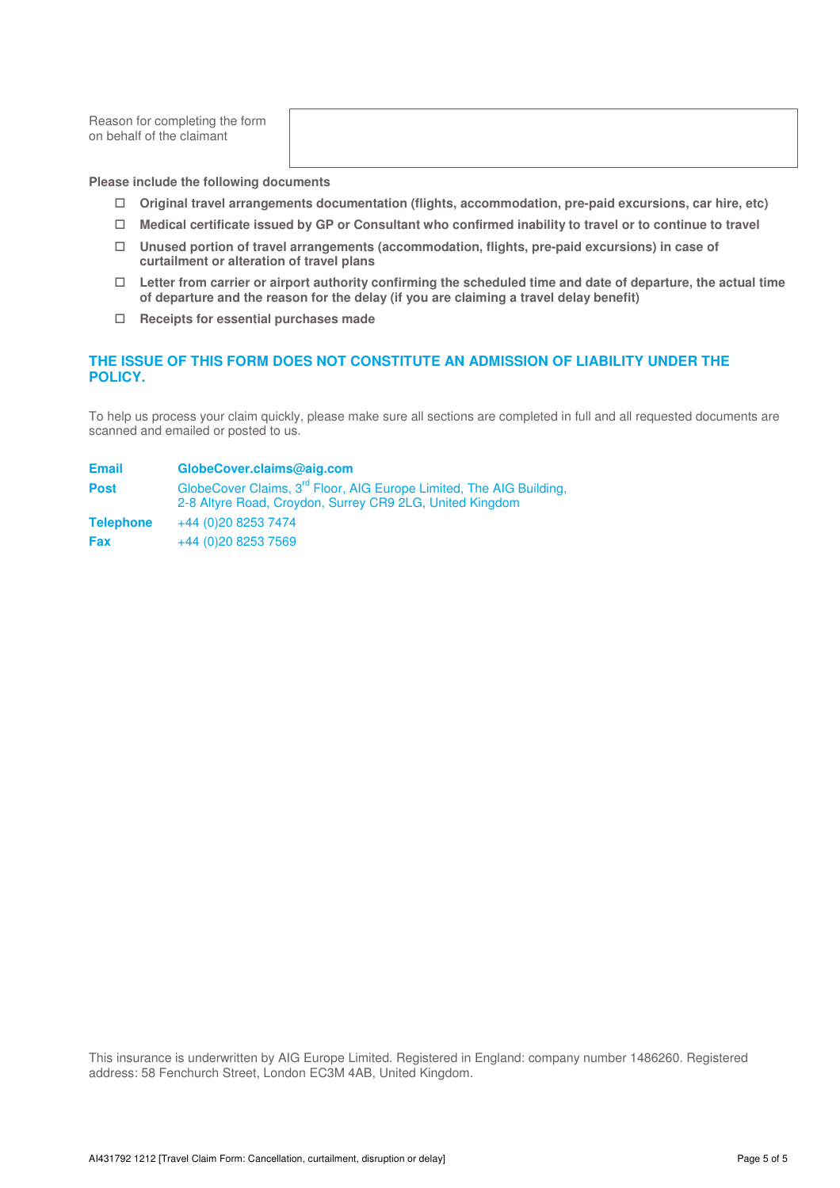| | |
|---|---|
| Reason for completing the form on behalf of the claimant | |

**Please include the following documents**

- ☐ **Original travel arrangements documentation (flights, accommodation, pre-paid excursions, car hire, etc)**
- ☐ **Medical certificate issued by GP or Consultant who confirmed inability to travel or to continue to travel**
- ☐ **Unused portion of travel arrangements (accommodation, flights, pre-paid excursions) in case of curtailment or alteration of travel plans**
- ☐ **Letter from carrier or airport authority confirming the scheduled time and date of departure, the actual time of departure and the reason for the delay (if you are claiming a travel delay benefit)**
- ☐ **Receipts for essential purchases made**

**THE ISSUE OF THIS FORM DOES NOT CONSTITUTE AN ADMISSION OF LIABILITY UNDER THE POLICY.**

To help us process your claim quickly, please make sure all sections are completed in full and all requested documents are scanned and emailed or posted to us.

| | |
|---|---|
| **Email** | **GlobeCover.claims@aig.com** |
| **Post** | GlobeCover Claims, 3rd Floor, AIG Europe Limited, The AIG Building, 2-8 Altyre Road, Croydon, Surrey CR9 2LG, United Kingdom |
| **Telephone** | +44 (0)20 8253 7474 |
| **Fax** | +44 (0)20 8253 7569 |

This insurance is underwritten by AIG Europe Limited. Registered in England: company number 1486260. Registered address: 58 Fenchurch Street, London EC3M 4AB, United Kingdom.

AI431792 1212 [Travel Claim Form: Cancellation, curtailment, disruption or delay]